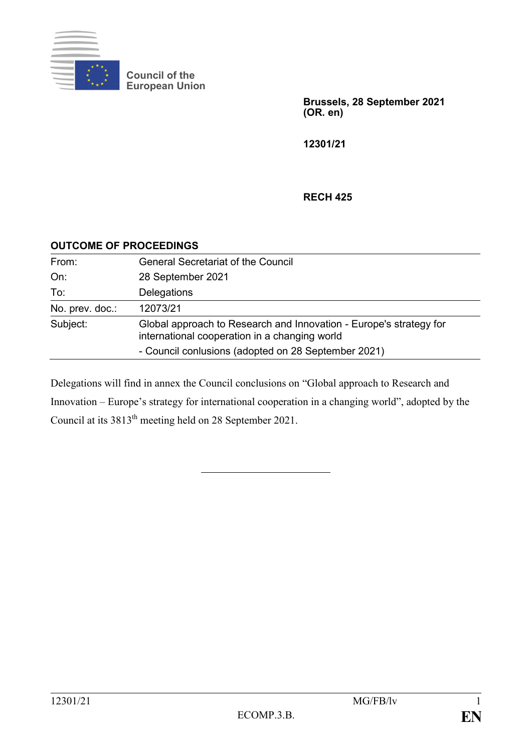Council of the European Union

**Brussels, 28 September 2021**
**(OR. en)**

**12301/21**

**RECH 425**

## OUTCOME OF PROCEEDINGS

| | |
|---|---|
| From: | General Secretariat of the Council |
| On: | 28 September 2021 |
| To: | Delegations |
| No. prev. doc.: | 12073/21 |
| Subject: | Global approach to Research and Innovation - Europe's strategy for international cooperation in a changing world<br>- Council conlusions (adopted on 28 September 2021) |

Delegations will find in annex the Council conclusions on "Global approach to Research and Innovation – Europe's strategy for international cooperation in a changing world", adopted by the Council at its 3813th meeting held on 28 September 2021.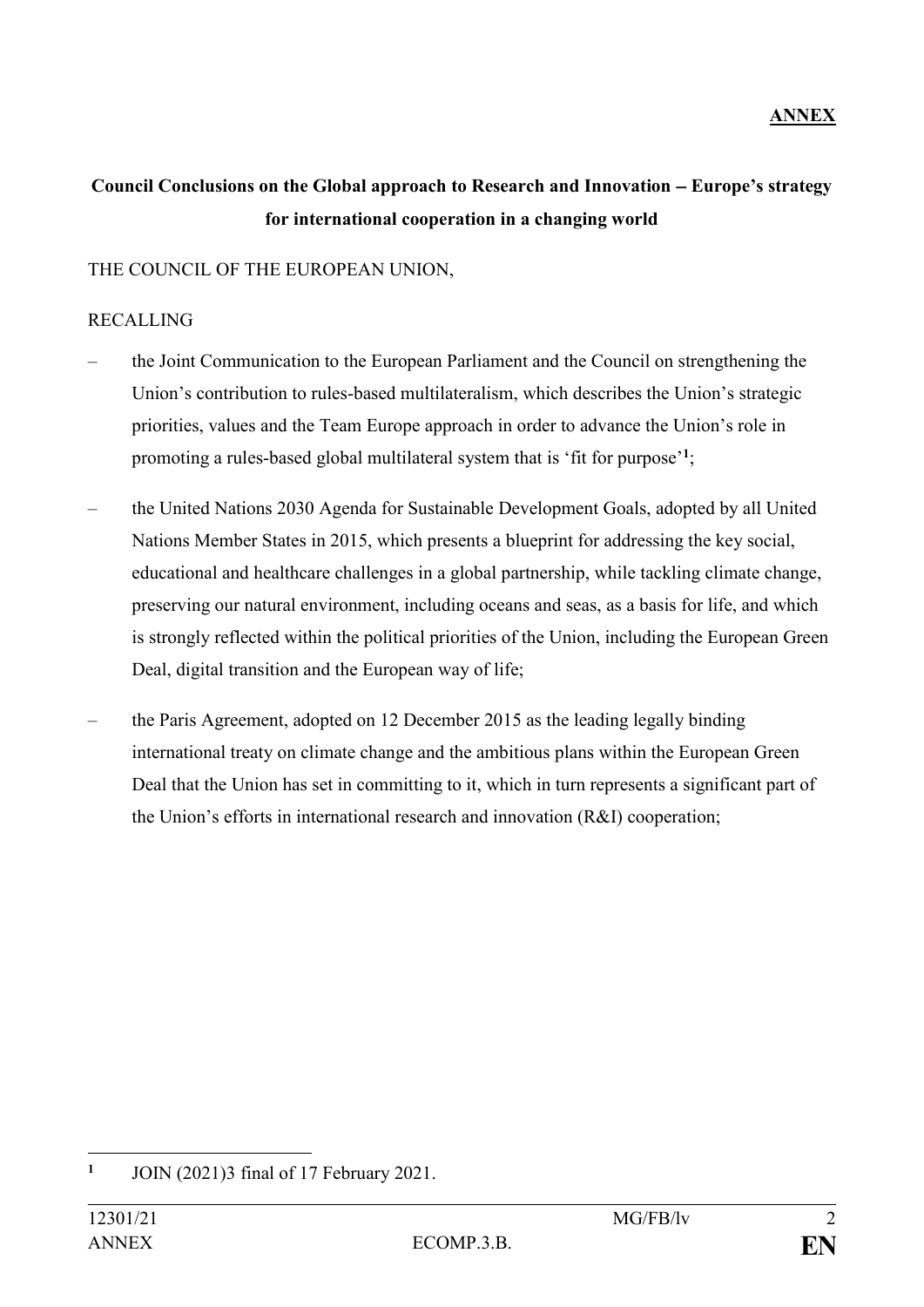**ANNEX**

**Council Conclusions on the Global approach to Research and Innovation – Europe's strategy for international cooperation in a changing world**

THE COUNCIL OF THE EUROPEAN UNION,

RECALLING

– the Joint Communication to the European Parliament and the Council on strengthening the Union's contribution to rules-based multilateralism, which describes the Union's strategic priorities, values and the Team Europe approach in order to advance the Union's role in promoting a rules-based global multilateral system that is 'fit for purpose'[1];

– the United Nations 2030 Agenda for Sustainable Development Goals, adopted by all United Nations Member States in 2015, which presents a blueprint for addressing the key social, educational and healthcare challenges in a global partnership, while tackling climate change, preserving our natural environment, including oceans and seas, as a basis for life, and which is strongly reflected within the political priorities of the Union, including the European Green Deal, digital transition and the European way of life;

– the Paris Agreement, adopted on 12 December 2015 as the leading legally binding international treaty on climate change and the ambitious plans within the European Green Deal that the Union has set in committing to it, which in turn represents a significant part of the Union's efforts in international research and innovation (R&I) cooperation;

[1] JOIN (2021)3 final of 17 February 2021.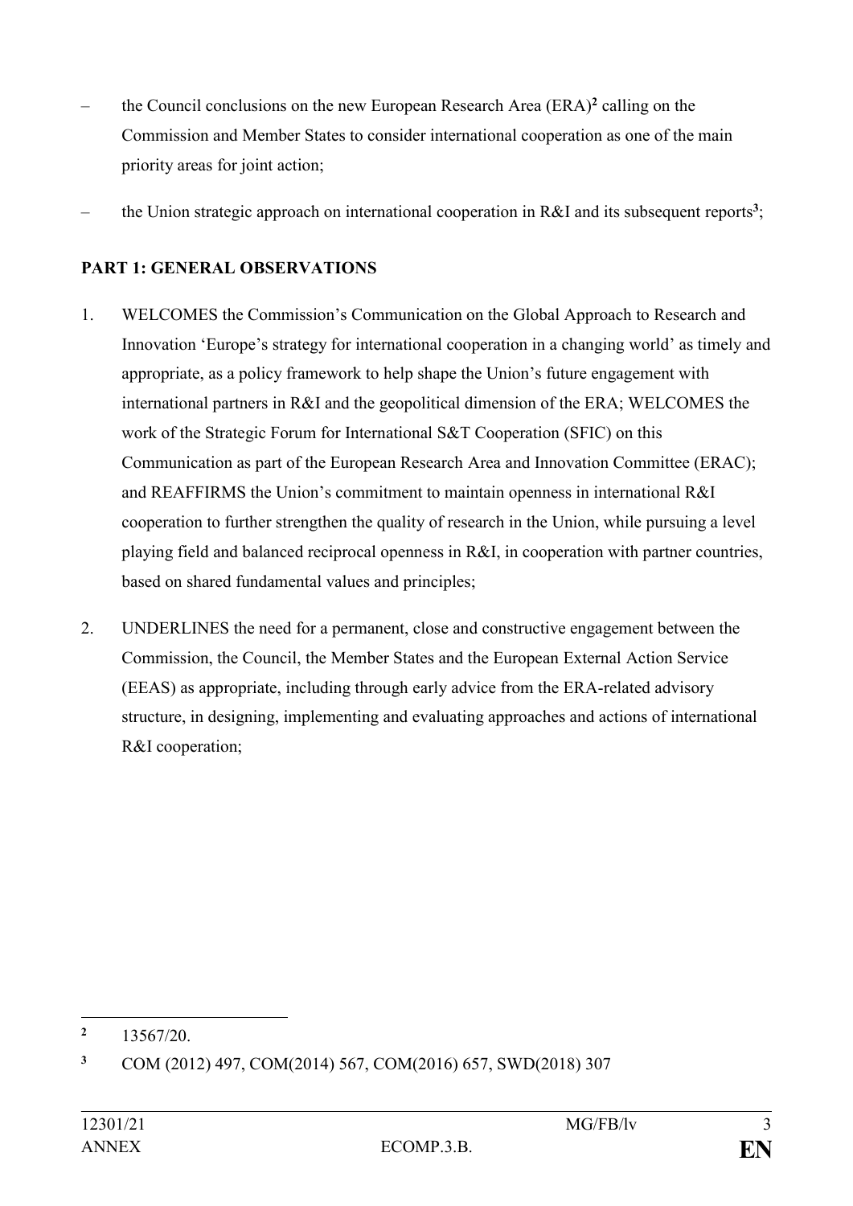- the Council conclusions on the new European Research Area (ERA)[2] calling on the Commission and Member States to consider international cooperation as one of the main priority areas for joint action;

- the Union strategic approach on international cooperation in R&I and its subsequent reports[3];

**PART 1: GENERAL OBSERVATIONS**

1. WELCOMES the Commission's Communication on the Global Approach to Research and Innovation 'Europe's strategy for international cooperation in a changing world' as timely and appropriate, as a policy framework to help shape the Union's future engagement with international partners in R&I and the geopolitical dimension of the ERA; WELCOMES the work of the Strategic Forum for International S&T Cooperation (SFIC) on this Communication as part of the European Research Area and Innovation Committee (ERAC); and REAFFIRMS the Union's commitment to maintain openness in international R&I cooperation to further strengthen the quality of research in the Union, while pursuing a level playing field and balanced reciprocal openness in R&I, in cooperation with partner countries, based on shared fundamental values and principles;

2. UNDERLINES the need for a permanent, close and constructive engagement between the Commission, the Council, the Member States and the European External Action Service (EEAS) as appropriate, including through early advice from the ERA-related advisory structure, in designing, implementing and evaluating approaches and actions of international R&I cooperation;

---

[2] 13567/20.

[3] COM (2012) 497, COM(2014) 567, COM(2016) 657, SWD(2018) 307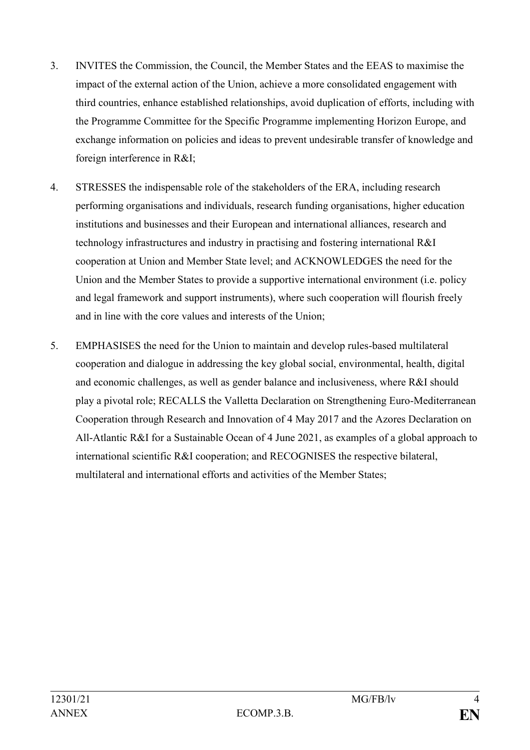3. INVITES the Commission, the Council, the Member States and the EEAS to maximise the impact of the external action of the Union, achieve a more consolidated engagement with third countries, enhance established relationships, avoid duplication of efforts, including with the Programme Committee for the Specific Programme implementing Horizon Europe, and exchange information on policies and ideas to prevent undesirable transfer of knowledge and foreign interference in R&I;

4. STRESSES the indispensable role of the stakeholders of the ERA, including research performing organisations and individuals, research funding organisations, higher education institutions and businesses and their European and international alliances, research and technology infrastructures and industry in practising and fostering international R&I cooperation at Union and Member State level; and ACKNOWLEDGES the need for the Union and the Member States to provide a supportive international environment (i.e. policy and legal framework and support instruments), where such cooperation will flourish freely and in line with the core values and interests of the Union;

5. EMPHASISES the need for the Union to maintain and develop rules-based multilateral cooperation and dialogue in addressing the key global social, environmental, health, digital and economic challenges, as well as gender balance and inclusiveness, where R&I should play a pivotal role; RECALLS the Valletta Declaration on Strengthening Euro-Mediterranean Cooperation through Research and Innovation of 4 May 2017 and the Azores Declaration on All-Atlantic R&I for a Sustainable Ocean of 4 June 2021, as examples of a global approach to international scientific R&I cooperation; and RECOGNISES the respective bilateral, multilateral and international efforts and activities of the Member States;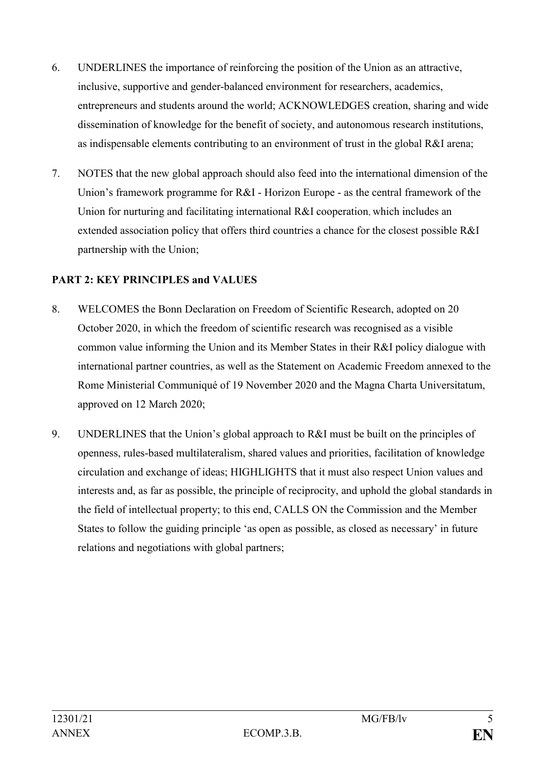6. UNDERLINES the importance of reinforcing the position of the Union as an attractive, inclusive, supportive and gender-balanced environment for researchers, academics, entrepreneurs and students around the world; ACKNOWLEDGES creation, sharing and wide dissemination of knowledge for the benefit of society, and autonomous research institutions, as indispensable elements contributing to an environment of trust in the global R&I arena;

7. NOTES that the new global approach should also feed into the international dimension of the Union's framework programme for R&I - Horizon Europe - as the central framework of the Union for nurturing and facilitating international R&I cooperation, which includes an extended association policy that offers third countries a chance for the closest possible R&I partnership with the Union;

**PART 2: KEY PRINCIPLES and VALUES**

8. WELCOMES the Bonn Declaration on Freedom of Scientific Research, adopted on 20 October 2020, in which the freedom of scientific research was recognised as a visible common value informing the Union and its Member States in their R&I policy dialogue with international partner countries, as well as the Statement on Academic Freedom annexed to the Rome Ministerial Communiqué of 19 November 2020 and the Magna Charta Universitatum, approved on 12 March 2020;

9. UNDERLINES that the Union's global approach to R&I must be built on the principles of openness, rules-based multilateralism, shared values and priorities, facilitation of knowledge circulation and exchange of ideas; HIGHLIGHTS that it must also respect Union values and interests and, as far as possible, the principle of reciprocity, and uphold the global standards in the field of intellectual property; to this end, CALLS ON the Commission and the Member States to follow the guiding principle 'as open as possible, as closed as necessary' in future relations and negotiations with global partners;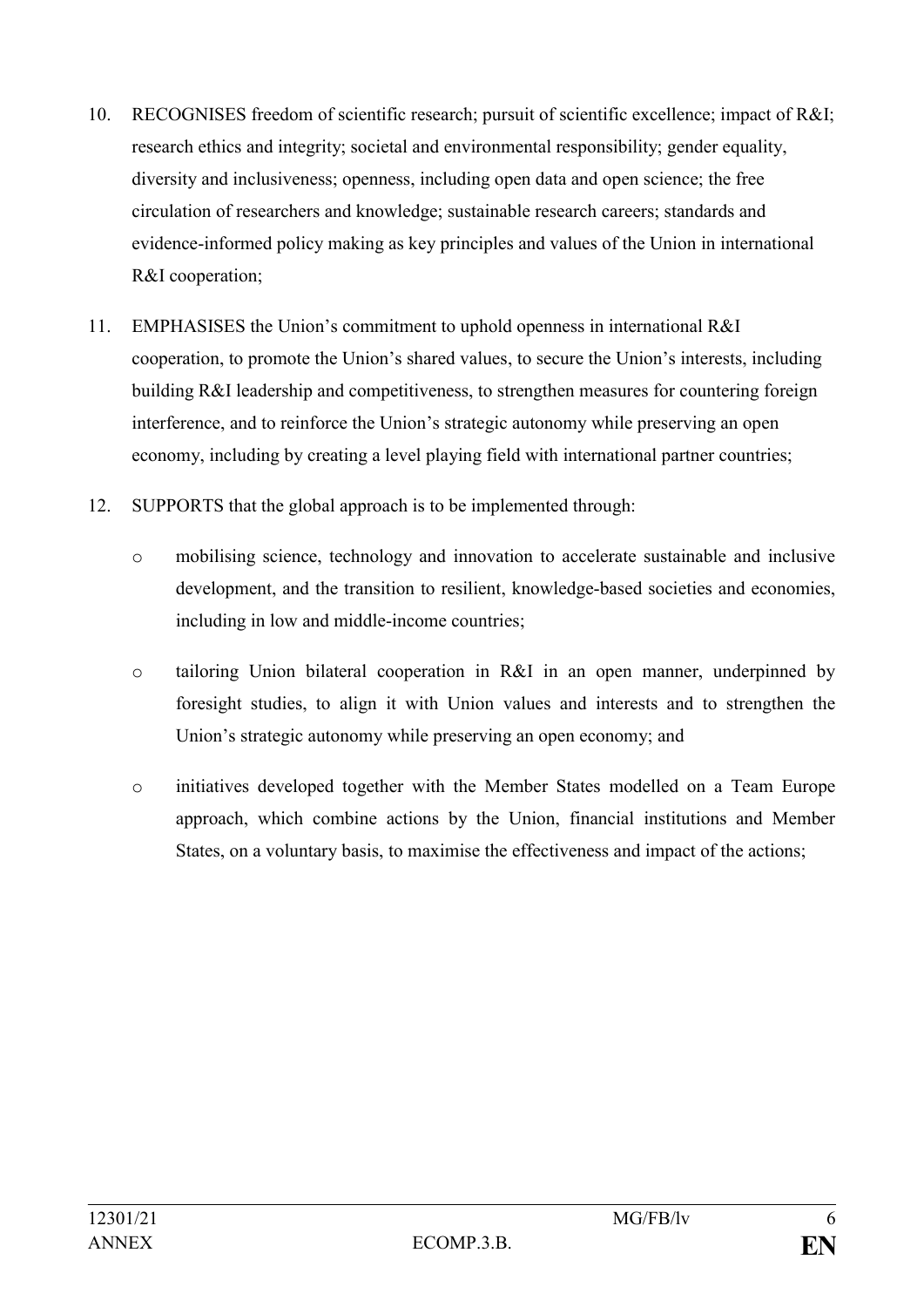10. RECOGNISES freedom of scientific research; pursuit of scientific excellence; impact of R&I; research ethics and integrity; societal and environmental responsibility; gender equality, diversity and inclusiveness; openness, including open data and open science; the free circulation of researchers and knowledge; sustainable research careers; standards and evidence-informed policy making as key principles and values of the Union in international R&I cooperation;

11. EMPHASISES the Union's commitment to uphold openness in international R&I cooperation, to promote the Union's shared values, to secure the Union's interests, including building R&I leadership and competitiveness, to strengthen measures for countering foreign interference, and to reinforce the Union's strategic autonomy while preserving an open economy, including by creating a level playing field with international partner countries;

12. SUPPORTS that the global approach is to be implemented through:

    - mobilising science, technology and innovation to accelerate sustainable and inclusive development, and the transition to resilient, knowledge-based societies and economies, including in low and middle-income countries;

    - tailoring Union bilateral cooperation in R&I in an open manner, underpinned by foresight studies, to align it with Union values and interests and to strengthen the Union's strategic autonomy while preserving an open economy; and

    - initiatives developed together with the Member States modelled on a Team Europe approach, which combine actions by the Union, financial institutions and Member States, on a voluntary basis, to maximise the effectiveness and impact of the actions;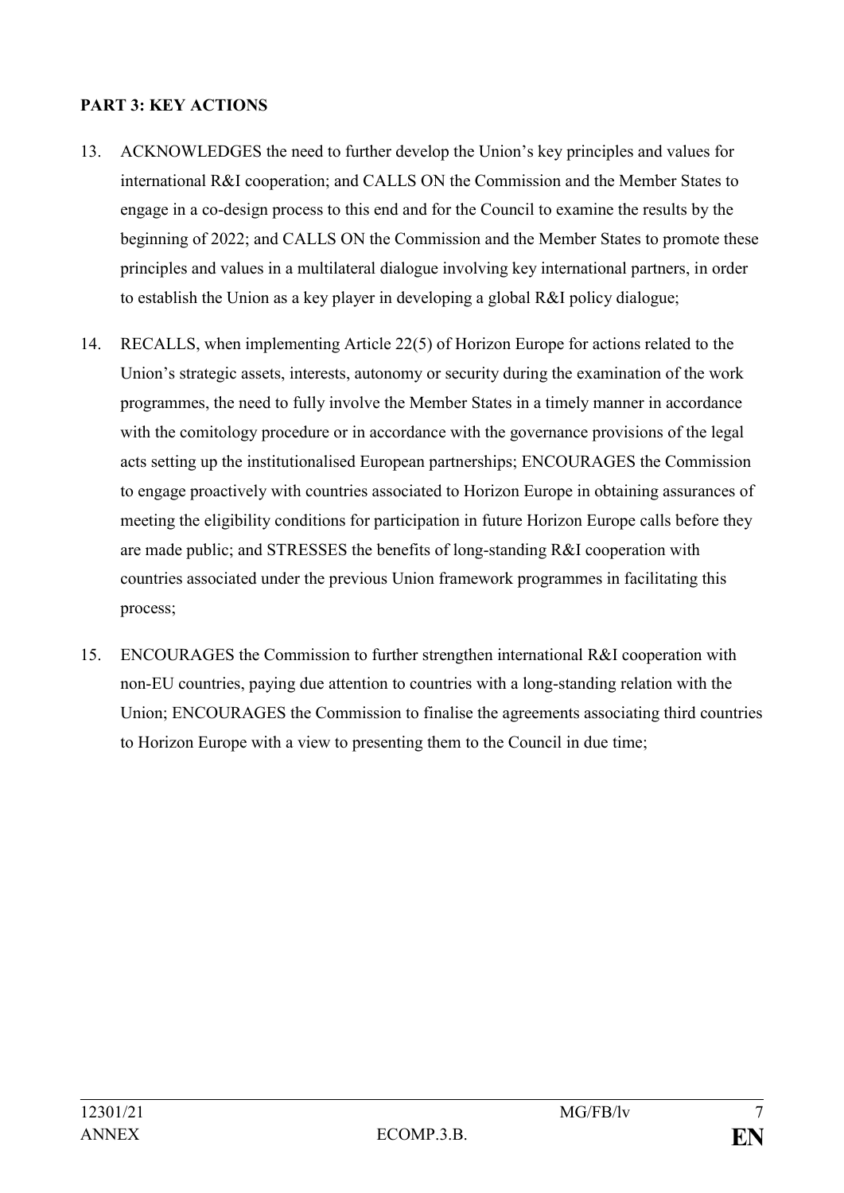**PART 3: KEY ACTIONS**

13. ACKNOWLEDGES the need to further develop the Union's key principles and values for international R&I cooperation; and CALLS ON the Commission and the Member States to engage in a co-design process to this end and for the Council to examine the results by the beginning of 2022; and CALLS ON the Commission and the Member States to promote these principles and values in a multilateral dialogue involving key international partners, in order to establish the Union as a key player in developing a global R&I policy dialogue;

14. RECALLS, when implementing Article 22(5) of Horizon Europe for actions related to the Union's strategic assets, interests, autonomy or security during the examination of the work programmes, the need to fully involve the Member States in a timely manner in accordance with the comitology procedure or in accordance with the governance provisions of the legal acts setting up the institutionalised European partnerships; ENCOURAGES the Commission to engage proactively with countries associated to Horizon Europe in obtaining assurances of meeting the eligibility conditions for participation in future Horizon Europe calls before they are made public; and STRESSES the benefits of long-standing R&I cooperation with countries associated under the previous Union framework programmes in facilitating this process;

15. ENCOURAGES the Commission to further strengthen international R&I cooperation with non-EU countries, paying due attention to countries with a long-standing relation with the Union; ENCOURAGES the Commission to finalise the agreements associating third countries to Horizon Europe with a view to presenting them to the Council in due time;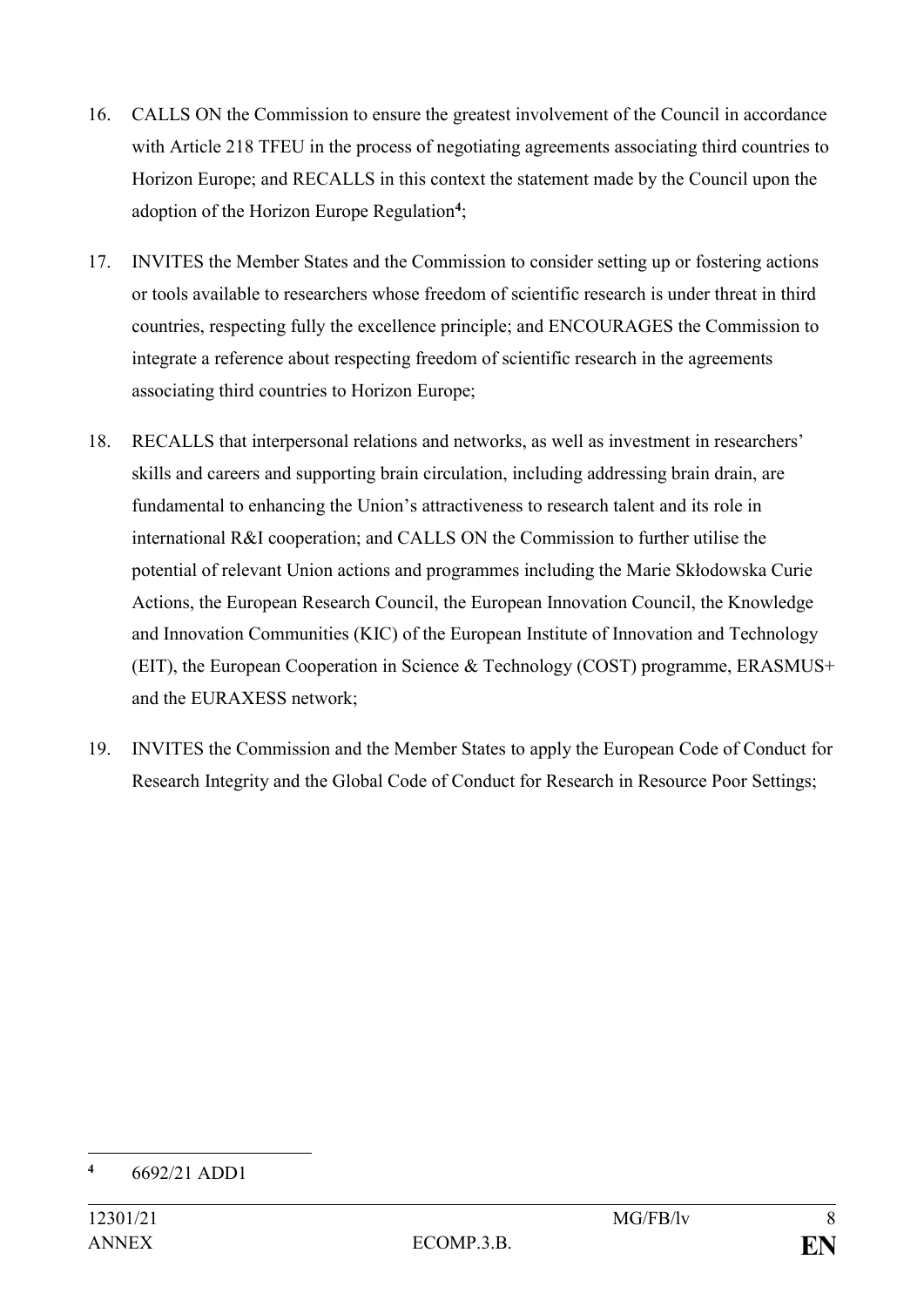16. CALLS ON the Commission to ensure the greatest involvement of the Council in accordance with Article 218 TFEU in the process of negotiating agreements associating third countries to Horizon Europe; and RECALLS in this context the statement made by the Council upon the adoption of the Horizon Europe Regulation[4];

17. INVITES the Member States and the Commission to consider setting up or fostering actions or tools available to researchers whose freedom of scientific research is under threat in third countries, respecting fully the excellence principle; and ENCOURAGES the Commission to integrate a reference about respecting freedom of scientific research in the agreements associating third countries to Horizon Europe;

18. RECALLS that interpersonal relations and networks, as well as investment in researchers' skills and careers and supporting brain circulation, including addressing brain drain, are fundamental to enhancing the Union's attractiveness to research talent and its role in international R&I cooperation; and CALLS ON the Commission to further utilise the potential of relevant Union actions and programmes including the Marie Skłodowska Curie Actions, the European Research Council, the European Innovation Council, the Knowledge and Innovation Communities (KIC) of the European Institute of Innovation and Technology (EIT), the European Cooperation in Science & Technology (COST) programme, ERASMUS+ and the EURAXESS network;

19. INVITES the Commission and the Member States to apply the European Code of Conduct for Research Integrity and the Global Code of Conduct for Research in Resource Poor Settings;

---

[4] 6692/21 ADD1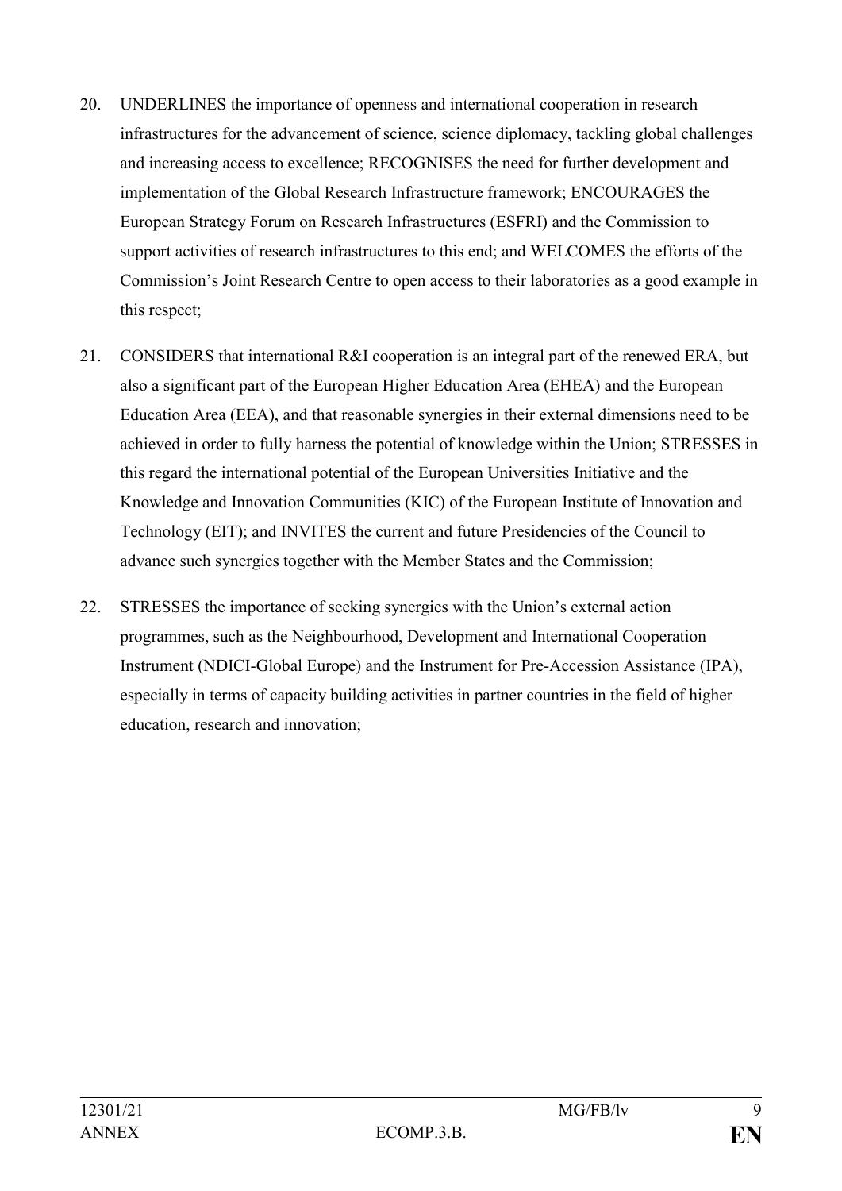20. UNDERLINES the importance of openness and international cooperation in research infrastructures for the advancement of science, science diplomacy, tackling global challenges and increasing access to excellence; RECOGNISES the need for further development and implementation of the Global Research Infrastructure framework; ENCOURAGES the European Strategy Forum on Research Infrastructures (ESFRI) and the Commission to support activities of research infrastructures to this end; and WELCOMES the efforts of the Commission's Joint Research Centre to open access to their laboratories as a good example in this respect;

21. CONSIDERS that international R&I cooperation is an integral part of the renewed ERA, but also a significant part of the European Higher Education Area (EHEA) and the European Education Area (EEA), and that reasonable synergies in their external dimensions need to be achieved in order to fully harness the potential of knowledge within the Union; STRESSES in this regard the international potential of the European Universities Initiative and the Knowledge and Innovation Communities (KIC) of the European Institute of Innovation and Technology (EIT); and INVITES the current and future Presidencies of the Council to advance such synergies together with the Member States and the Commission;

22. STRESSES the importance of seeking synergies with the Union's external action programmes, such as the Neighbourhood, Development and International Cooperation Instrument (NDICI-Global Europe) and the Instrument for Pre-Accession Assistance (IPA), especially in terms of capacity building activities in partner countries in the field of higher education, research and innovation;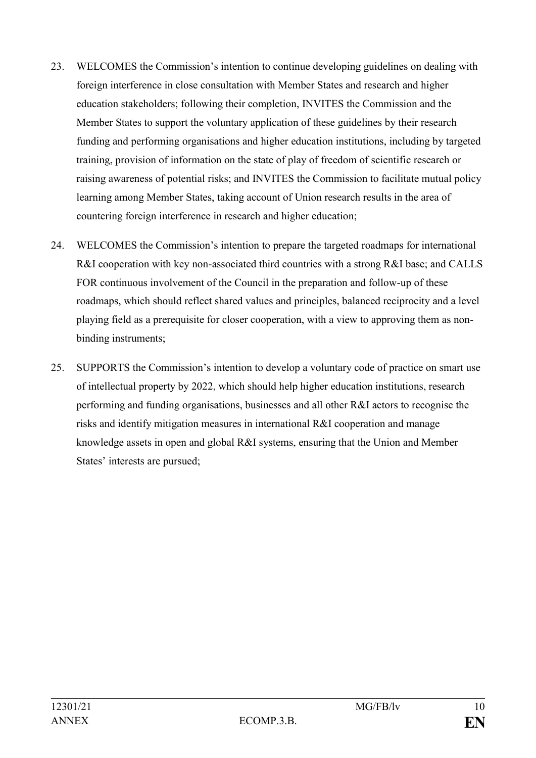23. WELCOMES the Commission's intention to continue developing guidelines on dealing with foreign interference in close consultation with Member States and research and higher education stakeholders; following their completion, INVITES the Commission and the Member States to support the voluntary application of these guidelines by their research funding and performing organisations and higher education institutions, including by targeted training, provision of information on the state of play of freedom of scientific research or raising awareness of potential risks; and INVITES the Commission to facilitate mutual policy learning among Member States, taking account of Union research results in the area of countering foreign interference in research and higher education;

24. WELCOMES the Commission's intention to prepare the targeted roadmaps for international R&I cooperation with key non-associated third countries with a strong R&I base; and CALLS FOR continuous involvement of the Council in the preparation and follow-up of these roadmaps, which should reflect shared values and principles, balanced reciprocity and a level playing field as a prerequisite for closer cooperation, with a view to approving them as non-binding instruments;

25. SUPPORTS the Commission's intention to develop a voluntary code of practice on smart use of intellectual property by 2022, which should help higher education institutions, research performing and funding organisations, businesses and all other R&I actors to recognise the risks and identify mitigation measures in international R&I cooperation and manage knowledge assets in open and global R&I systems, ensuring that the Union and Member States' interests are pursued;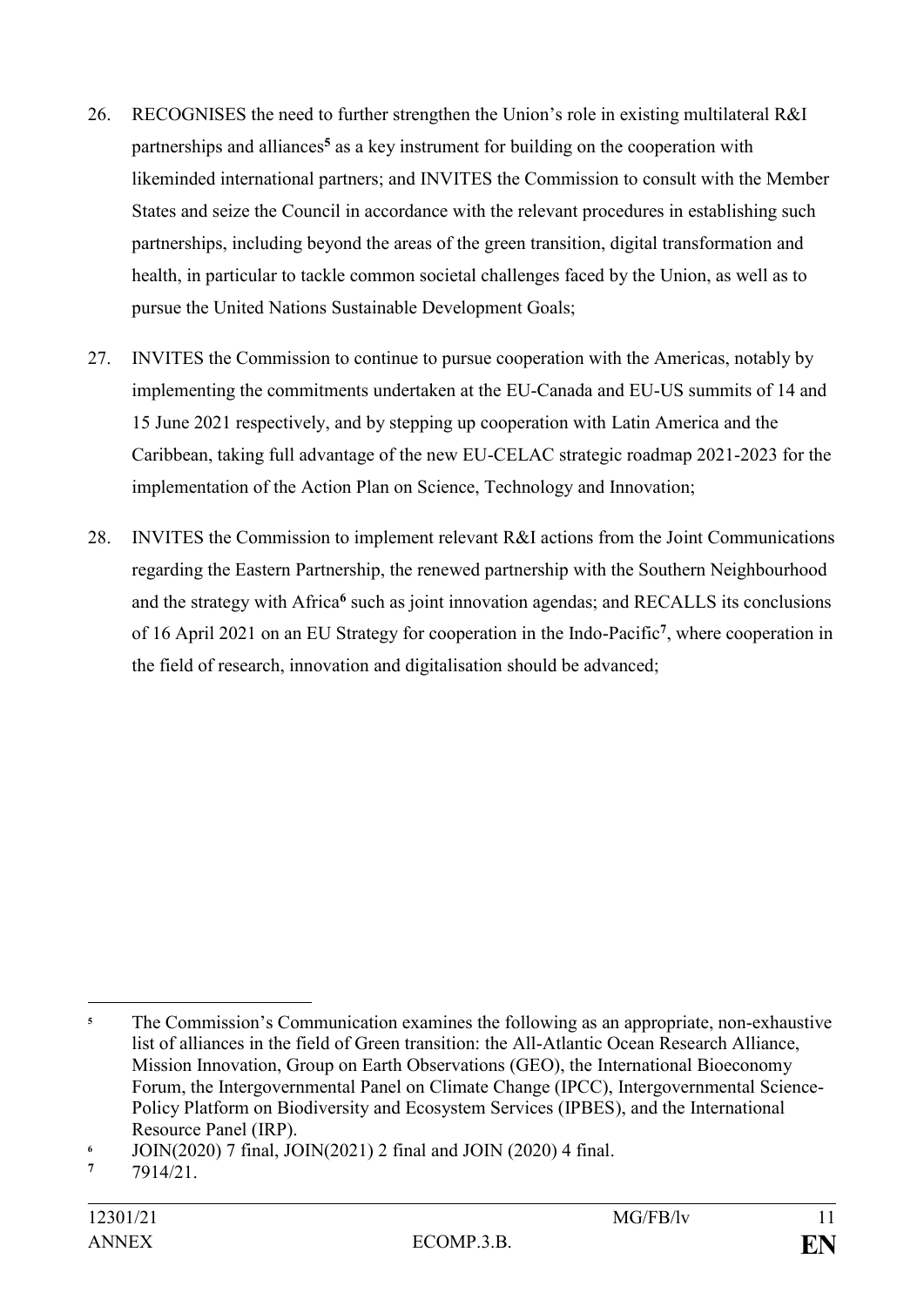26. RECOGNISES the need to further strengthen the Union's role in existing multilateral R&I partnerships and alliances[5] as a key instrument for building on the cooperation with likeminded international partners; and INVITES the Commission to consult with the Member States and seize the Council in accordance with the relevant procedures in establishing such partnerships, including beyond the areas of the green transition, digital transformation and health, in particular to tackle common societal challenges faced by the Union, as well as to pursue the United Nations Sustainable Development Goals;

27. INVITES the Commission to continue to pursue cooperation with the Americas, notably by implementing the commitments undertaken at the EU-Canada and EU-US summits of 14 and 15 June 2021 respectively, and by stepping up cooperation with Latin America and the Caribbean, taking full advantage of the new EU-CELAC strategic roadmap 2021-2023 for the implementation of the Action Plan on Science, Technology and Innovation;

28. INVITES the Commission to implement relevant R&I actions from the Joint Communications regarding the Eastern Partnership, the renewed partnership with the Southern Neighbourhood and the strategy with Africa[6] such as joint innovation agendas; and RECALLS its conclusions of 16 April 2021 on an EU Strategy for cooperation in the Indo-Pacific[7], where cooperation in the field of research, innovation and digitalisation should be advanced;

---

[5] The Commission's Communication examines the following as an appropriate, non-exhaustive list of alliances in the field of Green transition: the All-Atlantic Ocean Research Alliance, Mission Innovation, Group on Earth Observations (GEO), the International Bioeconomy Forum, the Intergovernmental Panel on Climate Change (IPCC), Intergovernmental Science-Policy Platform on Biodiversity and Ecosystem Services (IPBES), and the International Resource Panel (IRP).

[6] JOIN(2020) 7 final, JOIN(2021) 2 final and JOIN (2020) 4 final.

[7] 7914/21.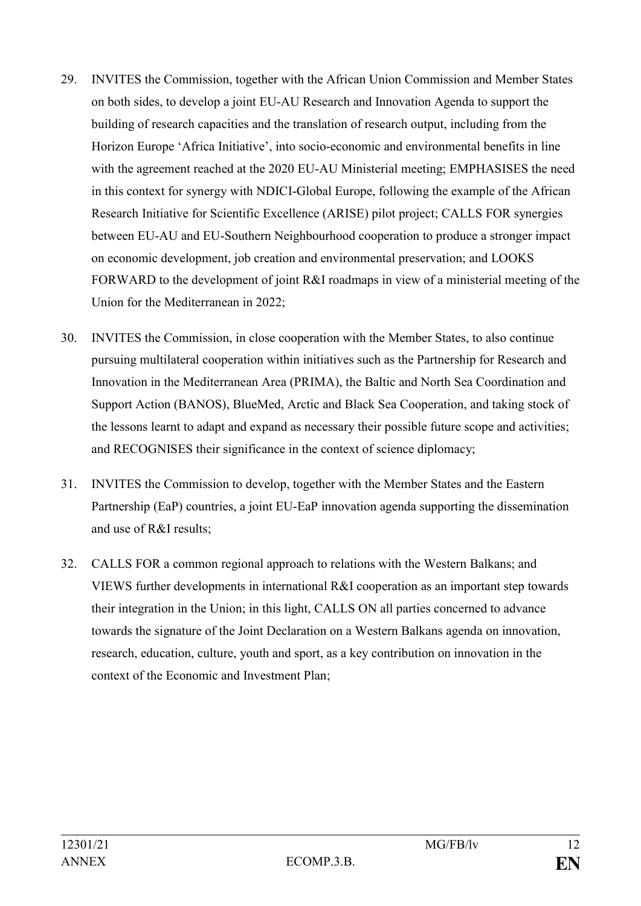29. INVITES the Commission, together with the African Union Commission and Member States on both sides, to develop a joint EU-AU Research and Innovation Agenda to support the building of research capacities and the translation of research output, including from the Horizon Europe 'Africa Initiative', into socio-economic and environmental benefits in line with the agreement reached at the 2020 EU-AU Ministerial meeting; EMPHASISES the need in this context for synergy with NDICI-Global Europe, following the example of the African Research Initiative for Scientific Excellence (ARISE) pilot project; CALLS FOR synergies between EU-AU and EU-Southern Neighbourhood cooperation to produce a stronger impact on economic development, job creation and environmental preservation; and LOOKS FORWARD to the development of joint R&I roadmaps in view of a ministerial meeting of the Union for the Mediterranean in 2022;

30. INVITES the Commission, in close cooperation with the Member States, to also continue pursuing multilateral cooperation within initiatives such as the Partnership for Research and Innovation in the Mediterranean Area (PRIMA), the Baltic and North Sea Coordination and Support Action (BANOS), BlueMed, Arctic and Black Sea Cooperation, and taking stock of the lessons learnt to adapt and expand as necessary their possible future scope and activities; and RECOGNISES their significance in the context of science diplomacy;

31. INVITES the Commission to develop, together with the Member States and the Eastern Partnership (EaP) countries, a joint EU-EaP innovation agenda supporting the dissemination and use of R&I results;

32. CALLS FOR a common regional approach to relations with the Western Balkans; and VIEWS further developments in international R&I cooperation as an important step towards their integration in the Union; in this light, CALLS ON all parties concerned to advance towards the signature of the Joint Declaration on a Western Balkans agenda on innovation, research, education, culture, youth and sport, as a key contribution on innovation in the context of the Economic and Investment Plan;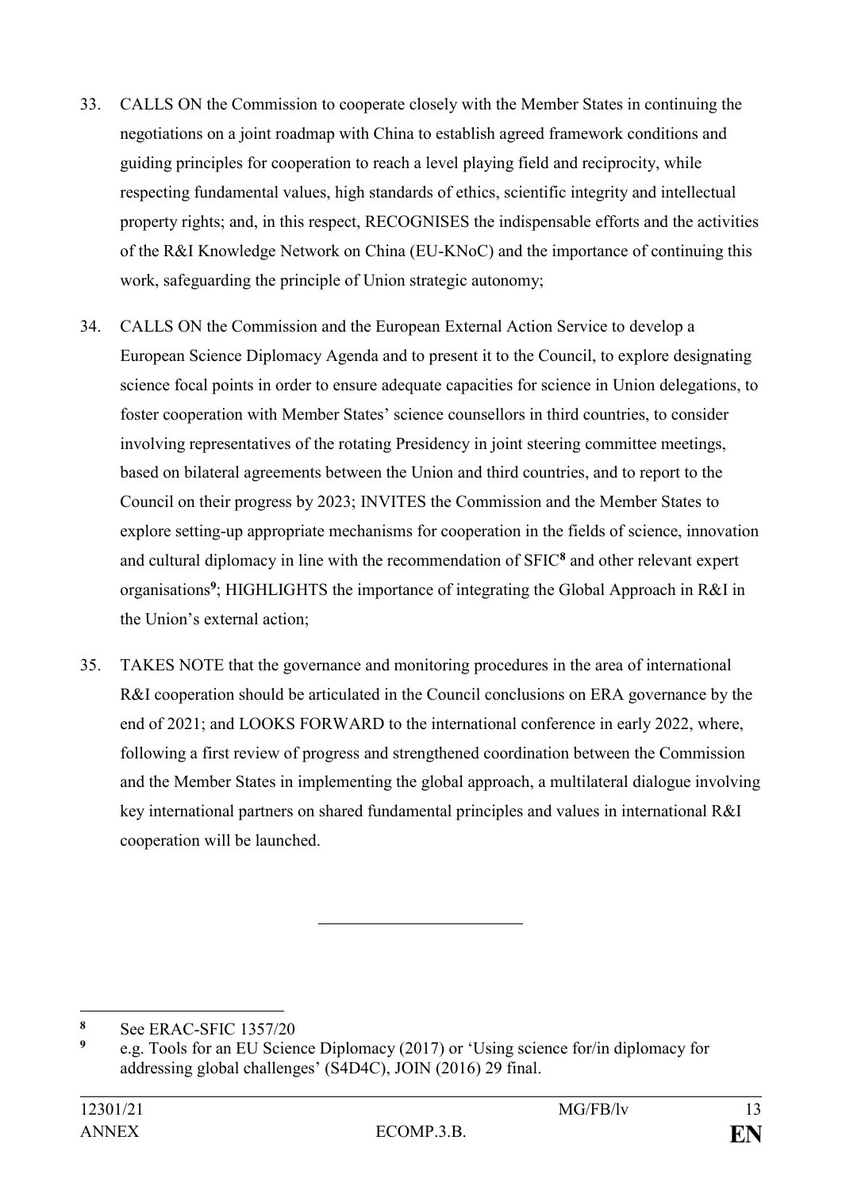33. CALLS ON the Commission to cooperate closely with the Member States in continuing the negotiations on a joint roadmap with China to establish agreed framework conditions and guiding principles for cooperation to reach a level playing field and reciprocity, while respecting fundamental values, high standards of ethics, scientific integrity and intellectual property rights; and, in this respect, RECOGNISES the indispensable efforts and the activities of the R&I Knowledge Network on China (EU-KNoC) and the importance of continuing this work, safeguarding the principle of Union strategic autonomy;

34. CALLS ON the Commission and the European External Action Service to develop a European Science Diplomacy Agenda and to present it to the Council, to explore designating science focal points in order to ensure adequate capacities for science in Union delegations, to foster cooperation with Member States' science counsellors in third countries, to consider involving representatives of the rotating Presidency in joint steering committee meetings, based on bilateral agreements between the Union and third countries, and to report to the Council on their progress by 2023; INVITES the Commission and the Member States to explore setting-up appropriate mechanisms for cooperation in the fields of science, innovation and cultural diplomacy in line with the recommendation of SFIC[8] and other relevant expert organisations[9]; HIGHLIGHTS the importance of integrating the Global Approach in R&I in the Union's external action;

35. TAKES NOTE that the governance and monitoring procedures in the area of international R&I cooperation should be articulated in the Council conclusions on ERA governance by the end of 2021; and LOOKS FORWARD to the international conference in early 2022, where, following a first review of progress and strengthened coordination between the Commission and the Member States in implementing the global approach, a multilateral dialogue involving key international partners on shared fundamental principles and values in international R&I cooperation will be launched.

---

[8] See ERAC-SFIC 1357/20

[9] e.g. Tools for an EU Science Diplomacy (2017) or 'Using science for/in diplomacy for addressing global challenges' (S4D4C), JOIN (2016) 29 final.